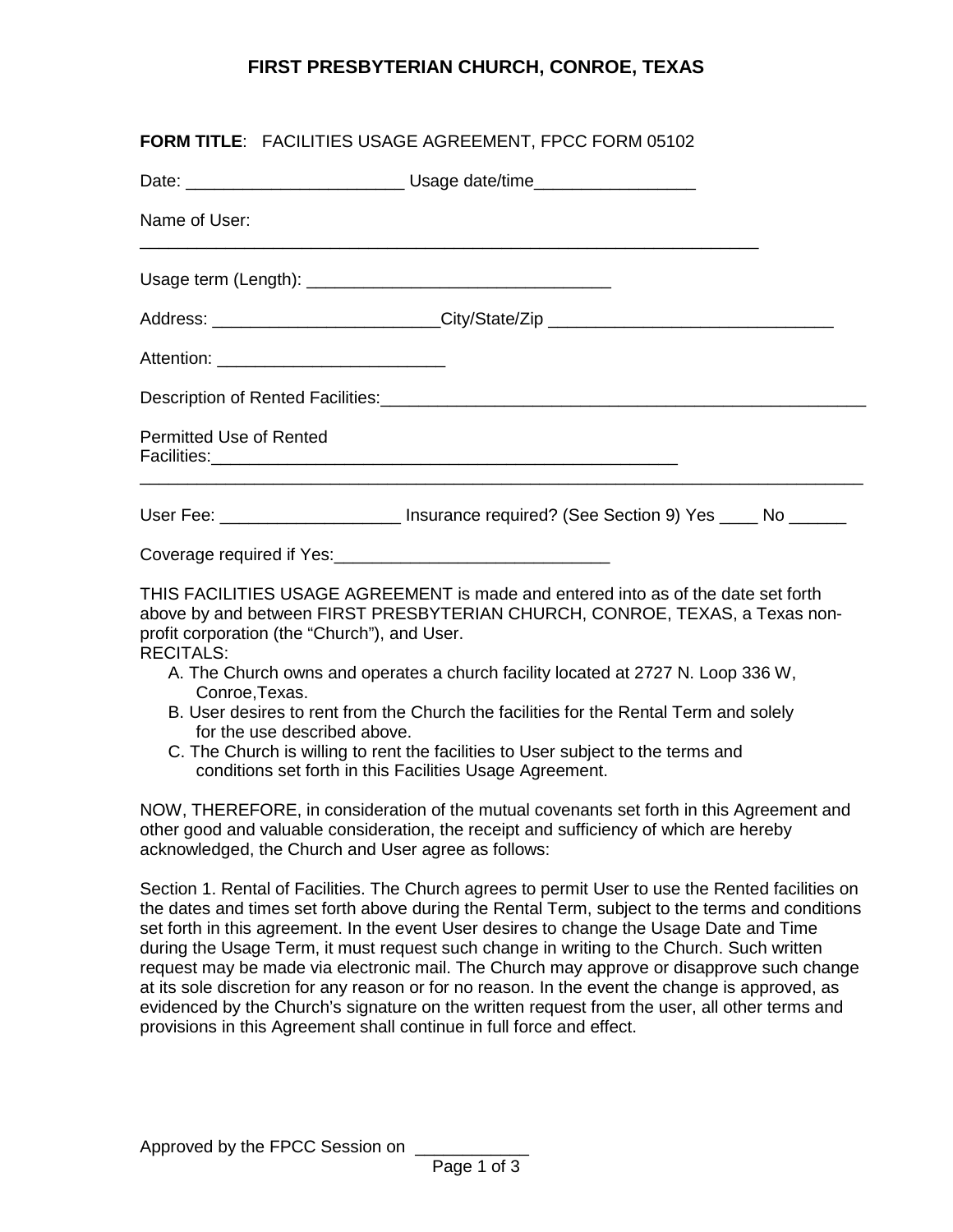# FIRST PRESBYTERIAN CHURCH, CONROE, TEXAS

**FORM TITLE**: FACILITIES USAGE AGREEMENT, FPCC FORM 05102

Date: _______________________ Usage date/time_________________

Name of User: ___________________________________________________________________

Usage term (Length): ________________________________

Address: _______________________City/State/Zip _____________________________

Attention: ________________________

Description of Rented Facilities:_____________________________________________________

Permitted Use of Rented Facilities:_______________________________________________
_______________________________________________________________________

User Fee: __________________ Insurance required? (See Section 9) Yes ____ No ______

Coverage required if Yes:_____________________________

THIS FACILITIES USAGE AGREEMENT is made and entered into as of the date set forth above by and between FIRST PRESBYTERIAN CHURCH, CONROE, TEXAS, a Texas non-profit corporation (the "Church"), and User.

RECITALS:

A. The Church owns and operates a church facility located at 2727 N. Loop 336 W, Conroe,Texas.
B. User desires to rent from the Church the facilities for the Rental Term and solely for the use described above.
C. The Church is willing to rent the facilities to User subject to the terms and conditions set forth in this Facilities Usage Agreement.

NOW, THEREFORE, in consideration of the mutual covenants set forth in this Agreement and other good and valuable consideration, the receipt and sufficiency of which are hereby acknowledged, the Church and User agree as follows:

Section 1. Rental of Facilities. The Church agrees to permit User to use the Rented facilities on the dates and times set forth above during the Rental Term, subject to the terms and conditions set forth in this agreement. In the event User desires to change the Usage Date and Time during the Usage Term, it must request such change in writing to the Church. Such written request may be made via electronic mail. The Church may approve or disapprove such change at its sole discretion for any reason or for no reason. In the event the change is approved, as evidenced by the Church's signature on the written request from the user, all other terms and provisions in this Agreement shall continue in full force and effect.

Approved by the FPCC Session on ____________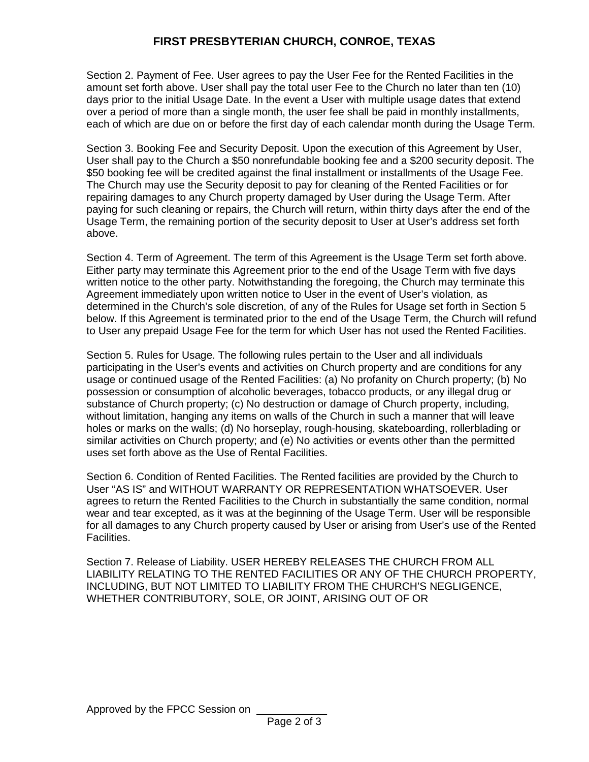Section 2. Payment of Fee. User agrees to pay the User Fee for the Rented Facilities in the amount set forth above. User shall pay the total user Fee to the Church no later than ten (10) days prior to the initial Usage Date. In the event a User with multiple usage dates that extend over a period of more than a single month, the user fee shall be paid in monthly installments, each of which are due on or before the first day of each calendar month during the Usage Term.

Section 3. Booking Fee and Security Deposit. Upon the execution of this Agreement by User, User shall pay to the Church a $50 nonrefundable booking fee and a $200 security deposit. The $50 booking fee will be credited against the final installment or installments of the Usage Fee. The Church may use the Security deposit to pay for cleaning of the Rented Facilities or for repairing damages to any Church property damaged by User during the Usage Term. After paying for such cleaning or repairs, the Church will return, within thirty days after the end of the Usage Term, the remaining portion of the security deposit to User at User's address set forth above.

Section 4. Term of Agreement. The term of this Agreement is the Usage Term set forth above. Either party may terminate this Agreement prior to the end of the Usage Term with five days written notice to the other party. Notwithstanding the foregoing, the Church may terminate this Agreement immediately upon written notice to User in the event of User's violation, as determined in the Church's sole discretion, of any of the Rules for Usage set forth in Section 5 below. If this Agreement is terminated prior to the end of the Usage Term, the Church will refund to User any prepaid Usage Fee for the term for which User has not used the Rented Facilities.

Section 5. Rules for Usage. The following rules pertain to the User and all individuals participating in the User's events and activities on Church property and are conditions for any usage or continued usage of the Rented Facilities: (a) No profanity on Church property; (b) No possession or consumption of alcoholic beverages, tobacco products, or any illegal drug or substance of Church property; (c) No destruction or damage of Church property, including, without limitation, hanging any items on walls of the Church in such a manner that will leave holes or marks on the walls; (d) No horseplay, rough-housing, skateboarding, rollerblading or similar activities on Church property; and (e) No activities or events other than the permitted uses set forth above as the Use of Rental Facilities.

Section 6. Condition of Rented Facilities. The Rented facilities are provided by the Church to User "AS IS" and WITHOUT WARRANTY OR REPRESENTATION WHATSOEVER. User agrees to return the Rented Facilities to the Church in substantially the same condition, normal wear and tear excepted, as it was at the beginning of the Usage Term. User will be responsible for all damages to any Church property caused by User or arising from User's use of the Rented Facilities.

Section 7. Release of Liability. USER HEREBY RELEASES THE CHURCH FROM ALL LIABILITY RELATING TO THE RENTED FACILITIES OR ANY OF THE CHURCH PROPERTY, INCLUDING, BUT NOT LIMITED TO LIABILITY FROM THE CHURCH'S NEGLIGENCE, WHETHER CONTRIBUTORY, SOLE, OR JOINT, ARISING OUT OF OR

Approved by the FPCC Session on ____________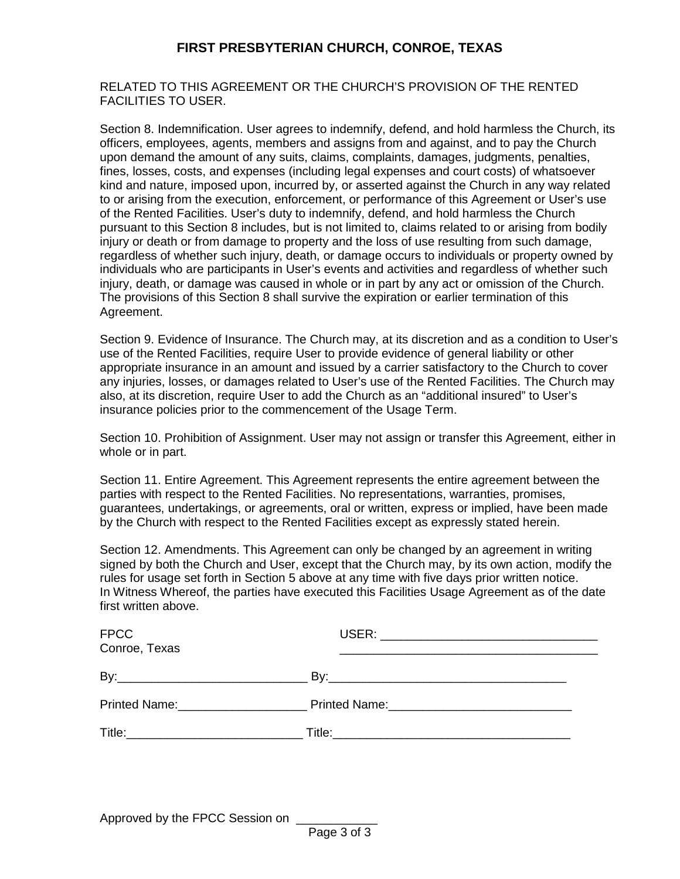RELATED TO THIS AGREEMENT OR THE CHURCH'S PROVISION OF THE RENTED FACILITIES TO USER.

Section 8. Indemnification. User agrees to indemnify, defend, and hold harmless the Church, its officers, employees, agents, members and assigns from and against, and to pay the Church upon demand the amount of any suits, claims, complaints, damages, judgments, penalties, fines, losses, costs, and expenses (including legal expenses and court costs) of whatsoever kind and nature, imposed upon, incurred by, or asserted against the Church in any way related to or arising from the execution, enforcement, or performance of this Agreement or User's use of the Rented Facilities. User's duty to indemnify, defend, and hold harmless the Church pursuant to this Section 8 includes, but is not limited to, claims related to or arising from bodily injury or death or from damage to property and the loss of use resulting from such damage, regardless of whether such injury, death, or damage occurs to individuals or property owned by individuals who are participants in User's events and activities and regardless of whether such injury, death, or damage was caused in whole or in part by any act or omission of the Church. The provisions of this Section 8 shall survive the expiration or earlier termination of this Agreement.

Section 9. Evidence of Insurance. The Church may, at its discretion and as a condition to User's use of the Rented Facilities, require User to provide evidence of general liability or other appropriate insurance in an amount and issued by a carrier satisfactory to the Church to cover any injuries, losses, or damages related to User's use of the Rented Facilities. The Church may also, at its discretion, require User to add the Church as an "additional insured" to User's insurance policies prior to the commencement of the Usage Term.

Section 10. Prohibition of Assignment. User may not assign or transfer this Agreement, either in whole or in part.

Section 11. Entire Agreement. This Agreement represents the entire agreement between the parties with respect to the Rented Facilities. No representations, warranties, promises, guarantees, undertakings, or agreements, oral or written, express or implied, have been made by the Church with respect to the Rented Facilities except as expressly stated herein.

Section 12. Amendments. This Agreement can only be changed by an agreement in writing signed by both the Church and User, except that the Church may, by its own action, modify the rules for usage set forth in Section 5 above at any time with five days prior written notice.
In Witness Whereof, the parties have executed this Facilities Usage Agreement as of the date first written above.

FPCC
Conroe, Texas

USER: ________________________________
______________________________________

By:____________________________ By:___________________________________

Printed Name:___________________ Printed Name:___________________________

Title:__________________________ Title:___________________________________

Approved by the FPCC Session on ___________